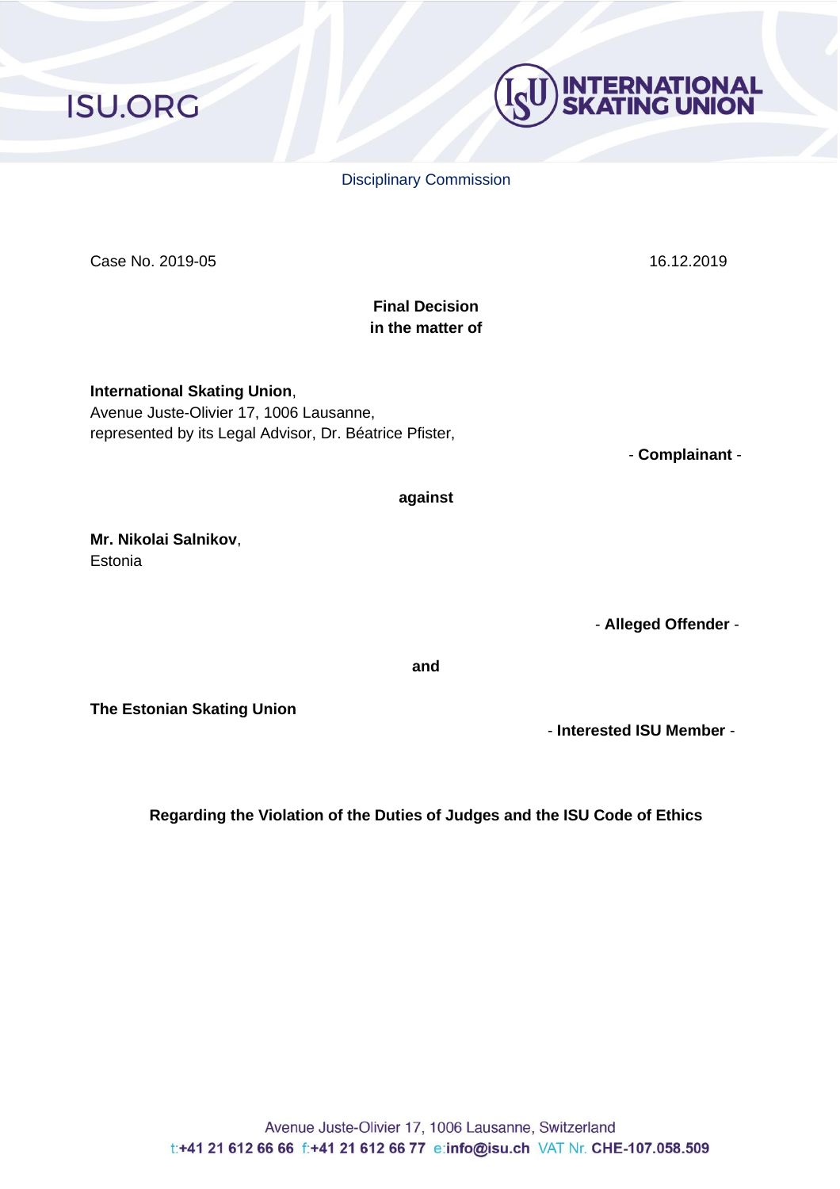Disciplinary Commission

Case No. 2019-05

16.12.2019

**Final Decision**
**in the matter of**

**International Skating Union**,
Avenue Juste-Olivier 17, 1006 Lausanne,
represented by its Legal Advisor, Dr. Béatrice Pfister,

\- **Complainant** -

**against**

**Mr. Nikolai Salnikov**,
Estonia

\- **Alleged Offender** -

**and**

**The Estonian Skating Union**

\- **Interested ISU Member** -

**Regarding the Violation of the Duties of Judges and the ISU Code of Ethics**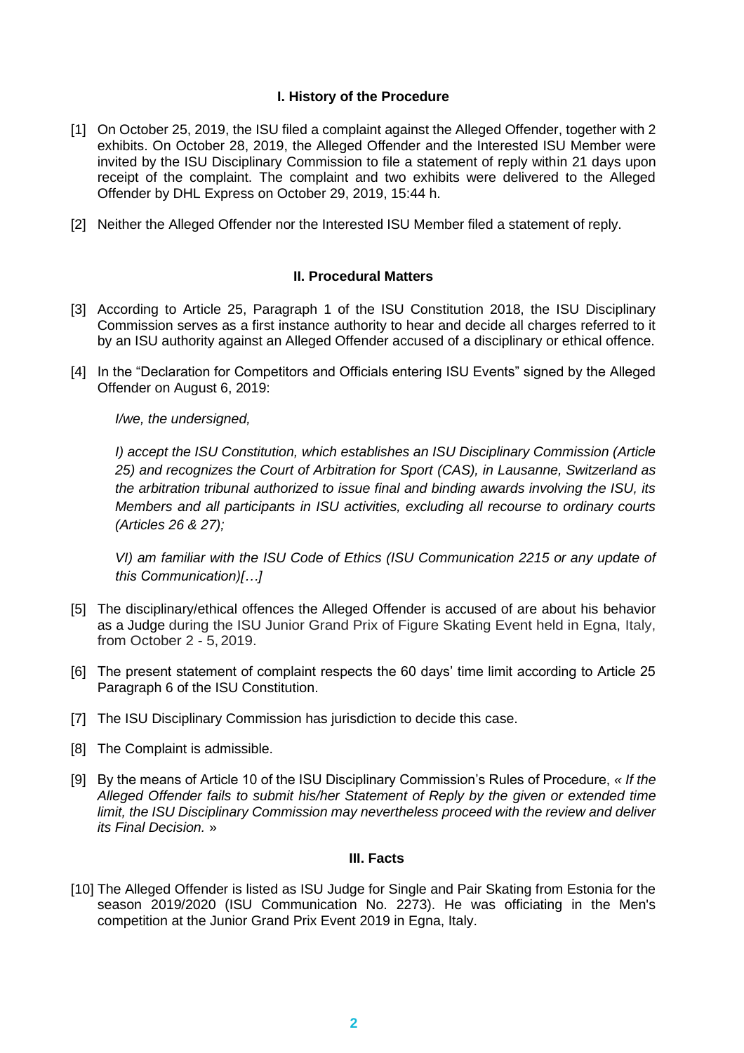### I. History of the Procedure

[1] On October 25, 2019, the ISU filed a complaint against the Alleged Offender, together with 2 exhibits. On October 28, 2019, the Alleged Offender and the Interested ISU Member were invited by the ISU Disciplinary Commission to file a statement of reply within 21 days upon receipt of the complaint. The complaint and two exhibits were delivered to the Alleged Offender by DHL Express on October 29, 2019, 15:44 h.

[2] Neither the Alleged Offender nor the Interested ISU Member filed a statement of reply.

### II. Procedural Matters

[3] According to Article 25, Paragraph 1 of the ISU Constitution 2018, the ISU Disciplinary Commission serves as a first instance authority to hear and decide all charges referred to it by an ISU authority against an Alleged Offender accused of a disciplinary or ethical offence.

[4] In the "Declaration for Competitors and Officials entering ISU Events" signed by the Alleged Offender on August 6, 2019:

*I/we, the undersigned,*

*I) accept the ISU Constitution, which establishes an ISU Disciplinary Commission (Article 25) and recognizes the Court of Arbitration for Sport (CAS), in Lausanne, Switzerland as the arbitration tribunal authorized to issue final and binding awards involving the ISU, its Members and all participants in ISU activities, excluding all recourse to ordinary courts (Articles 26 & 27);*

*VI) am familiar with the ISU Code of Ethics (ISU Communication 2215 or any update of this Communication)[…]*

[5] The disciplinary/ethical offences the Alleged Offender is accused of are about his behavior as a Judge during the ISU Junior Grand Prix of Figure Skating Event held in Egna, Italy, from October 2 - 5, 2019.

[6] The present statement of complaint respects the 60 days' time limit according to Article 25 Paragraph 6 of the ISU Constitution.

[7] The ISU Disciplinary Commission has jurisdiction to decide this case.

[8] The Complaint is admissible.

[9] By the means of Article 10 of the ISU Disciplinary Commission's Rules of Procedure, *« If the Alleged Offender fails to submit his/her Statement of Reply by the given or extended time limit, the ISU Disciplinary Commission may nevertheless proceed with the review and deliver its Final Decision.* »

### III. Facts

[10] The Alleged Offender is listed as ISU Judge for Single and Pair Skating from Estonia for the season 2019/2020 (ISU Communication No. 2273). He was officiating in the Men's competition at the Junior Grand Prix Event 2019 in Egna, Italy.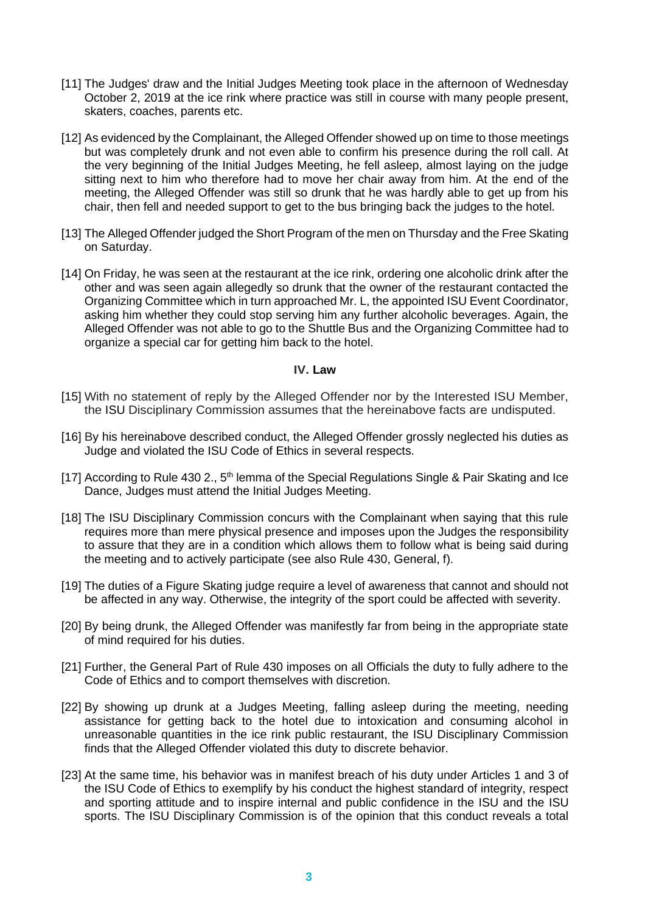[11] The Judges' draw and the Initial Judges Meeting took place in the afternoon of Wednesday October 2, 2019 at the ice rink where practice was still in course with many people present, skaters, coaches, parents etc.

[12] As evidenced by the Complainant, the Alleged Offender showed up on time to those meetings but was completely drunk and not even able to confirm his presence during the roll call. At the very beginning of the Initial Judges Meeting, he fell asleep, almost laying on the judge sitting next to him who therefore had to move her chair away from him. At the end of the meeting, the Alleged Offender was still so drunk that he was hardly able to get up from his chair, then fell and needed support to get to the bus bringing back the judges to the hotel.

[13] The Alleged Offender judged the Short Program of the men on Thursday and the Free Skating on Saturday.

[14] On Friday, he was seen at the restaurant at the ice rink, ordering one alcoholic drink after the other and was seen again allegedly so drunk that the owner of the restaurant contacted the Organizing Committee which in turn approached Mr. L, the appointed ISU Event Coordinator, asking him whether they could stop serving him any further alcoholic beverages. Again, the Alleged Offender was not able to go to the Shuttle Bus and the Organizing Committee had to organize a special car for getting him back to the hotel.

## IV. Law

[15] With no statement of reply by the Alleged Offender nor by the Interested ISU Member, the ISU Disciplinary Commission assumes that the hereinabove facts are undisputed.

[16] By his hereinabove described conduct, the Alleged Offender grossly neglected his duties as Judge and violated the ISU Code of Ethics in several respects.

[17] According to Rule 430 2., 5th lemma of the Special Regulations Single & Pair Skating and Ice Dance, Judges must attend the Initial Judges Meeting.

[18] The ISU Disciplinary Commission concurs with the Complainant when saying that this rule requires more than mere physical presence and imposes upon the Judges the responsibility to assure that they are in a condition which allows them to follow what is being said during the meeting and to actively participate (see also Rule 430, General, f).

[19] The duties of a Figure Skating judge require a level of awareness that cannot and should not be affected in any way. Otherwise, the integrity of the sport could be affected with severity.

[20] By being drunk, the Alleged Offender was manifestly far from being in the appropriate state of mind required for his duties.

[21] Further, the General Part of Rule 430 imposes on all Officials the duty to fully adhere to the Code of Ethics and to comport themselves with discretion.

[22] By showing up drunk at a Judges Meeting, falling asleep during the meeting, needing assistance for getting back to the hotel due to intoxication and consuming alcohol in unreasonable quantities in the ice rink public restaurant, the ISU Disciplinary Commission finds that the Alleged Offender violated this duty to discrete behavior.

[23] At the same time, his behavior was in manifest breach of his duty under Articles 1 and 3 of the ISU Code of Ethics to exemplify by his conduct the highest standard of integrity, respect and sporting attitude and to inspire internal and public confidence in the ISU and the ISU sports. The ISU Disciplinary Commission is of the opinion that this conduct reveals a total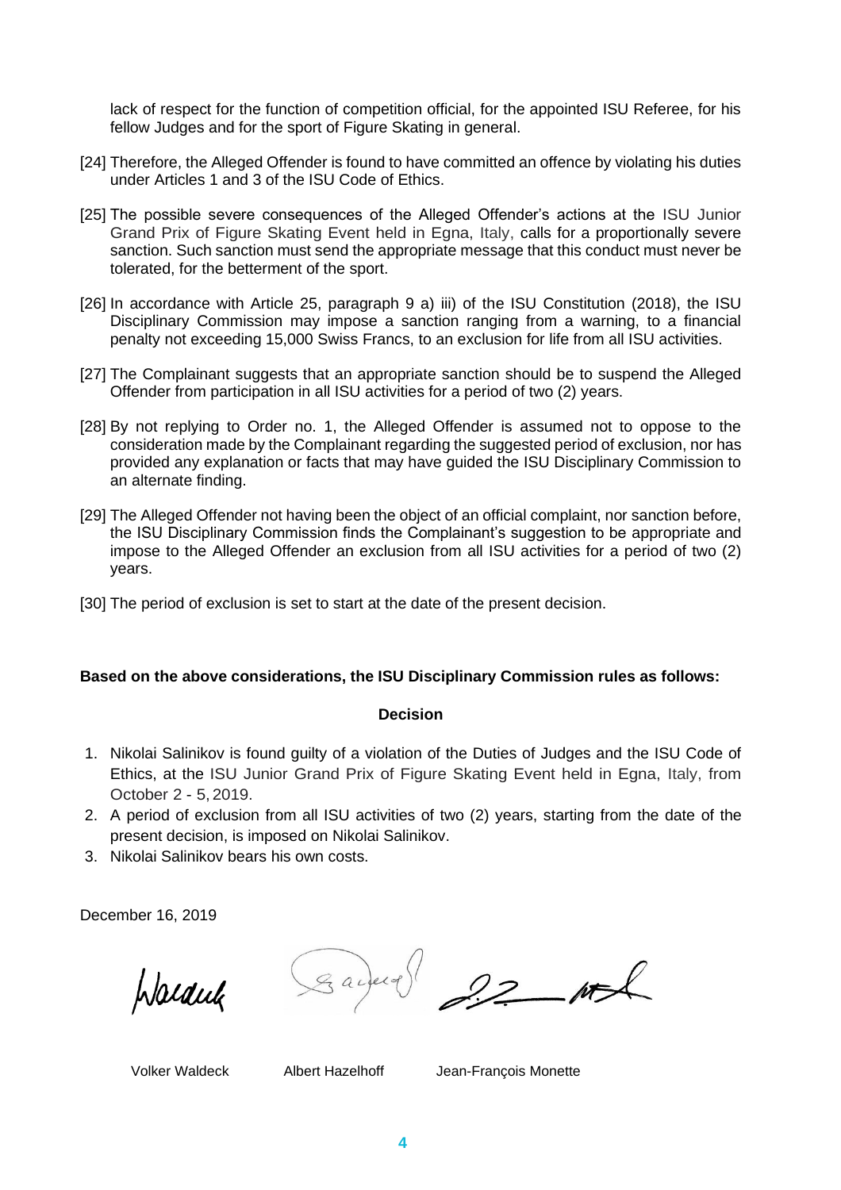lack of respect for the function of competition official, for the appointed ISU Referee, for his fellow Judges and for the sport of Figure Skating in general.

[24] Therefore, the Alleged Offender is found to have committed an offence by violating his duties under Articles 1 and 3 of the ISU Code of Ethics.

[25] The possible severe consequences of the Alleged Offender's actions at the ISU Junior Grand Prix of Figure Skating Event held in Egna, Italy, calls for a proportionally severe sanction. Such sanction must send the appropriate message that this conduct must never be tolerated, for the betterment of the sport.

[26] In accordance with Article 25, paragraph 9 a) iii) of the ISU Constitution (2018), the ISU Disciplinary Commission may impose a sanction ranging from a warning, to a financial penalty not exceeding 15,000 Swiss Francs, to an exclusion for life from all ISU activities.

[27] The Complainant suggests that an appropriate sanction should be to suspend the Alleged Offender from participation in all ISU activities for a period of two (2) years.

[28] By not replying to Order no. 1, the Alleged Offender is assumed not to oppose to the consideration made by the Complainant regarding the suggested period of exclusion, nor has provided any explanation or facts that may have guided the ISU Disciplinary Commission to an alternate finding.

[29] The Alleged Offender not having been the object of an official complaint, nor sanction before, the ISU Disciplinary Commission finds the Complainant's suggestion to be appropriate and impose to the Alleged Offender an exclusion from all ISU activities for a period of two (2) years.

[30] The period of exclusion is set to start at the date of the present decision.

**Based on the above considerations, the ISU Disciplinary Commission rules as follows:**

**Decision**

1. Nikolai Salinikov is found guilty of a violation of the Duties of Judges and the ISU Code of Ethics, at the ISU Junior Grand Prix of Figure Skating Event held in Egna, Italy, from October 2 - 5, 2019.
2. A period of exclusion from all ISU activities of two (2) years, starting from the date of the present decision, is imposed on Nikolai Salinikov.
3. Nikolai Salinikov bears his own costs.

December 16, 2019

Volker Waldeck    Albert Hazelhoff    Jean-François Monette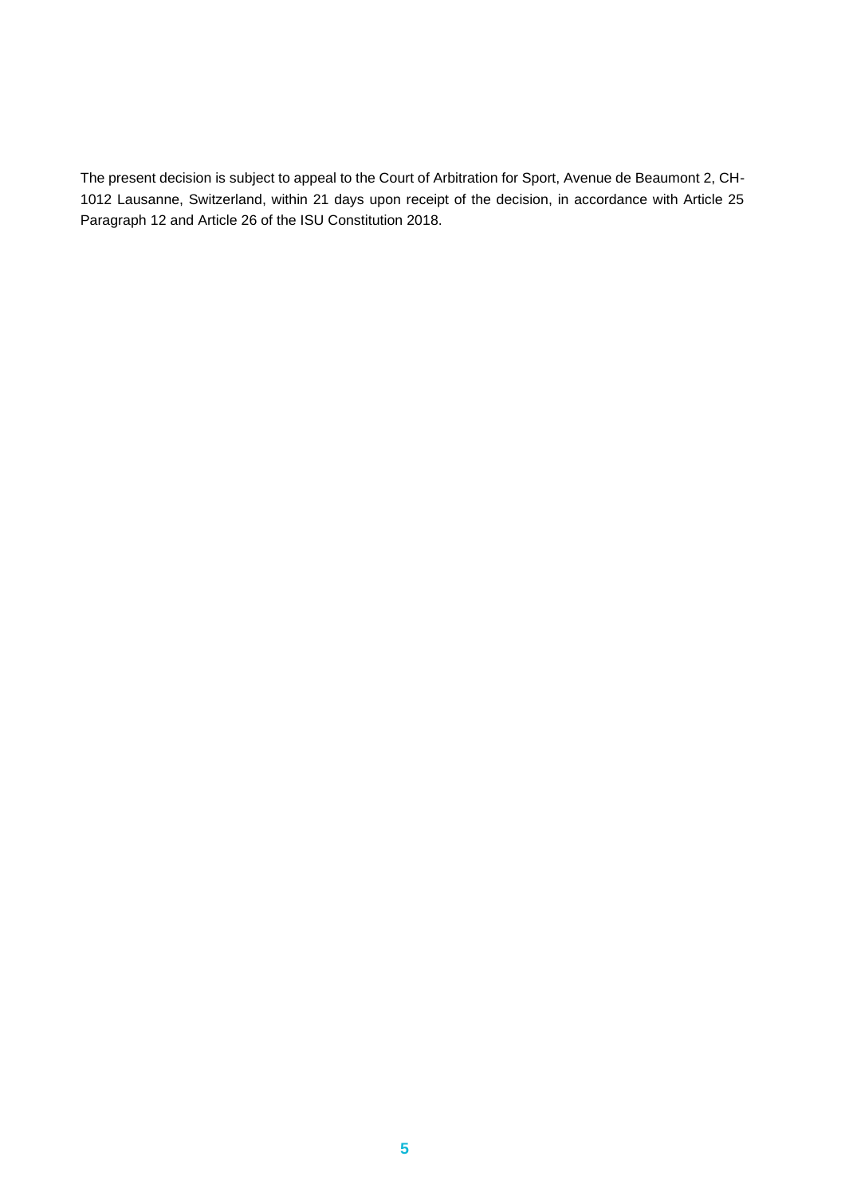The present decision is subject to appeal to the Court of Arbitration for Sport, Avenue de Beaumont 2, CH-1012 Lausanne, Switzerland, within 21 days upon receipt of the decision, in accordance with Article 25 Paragraph 12 and Article 26 of the ISU Constitution 2018.